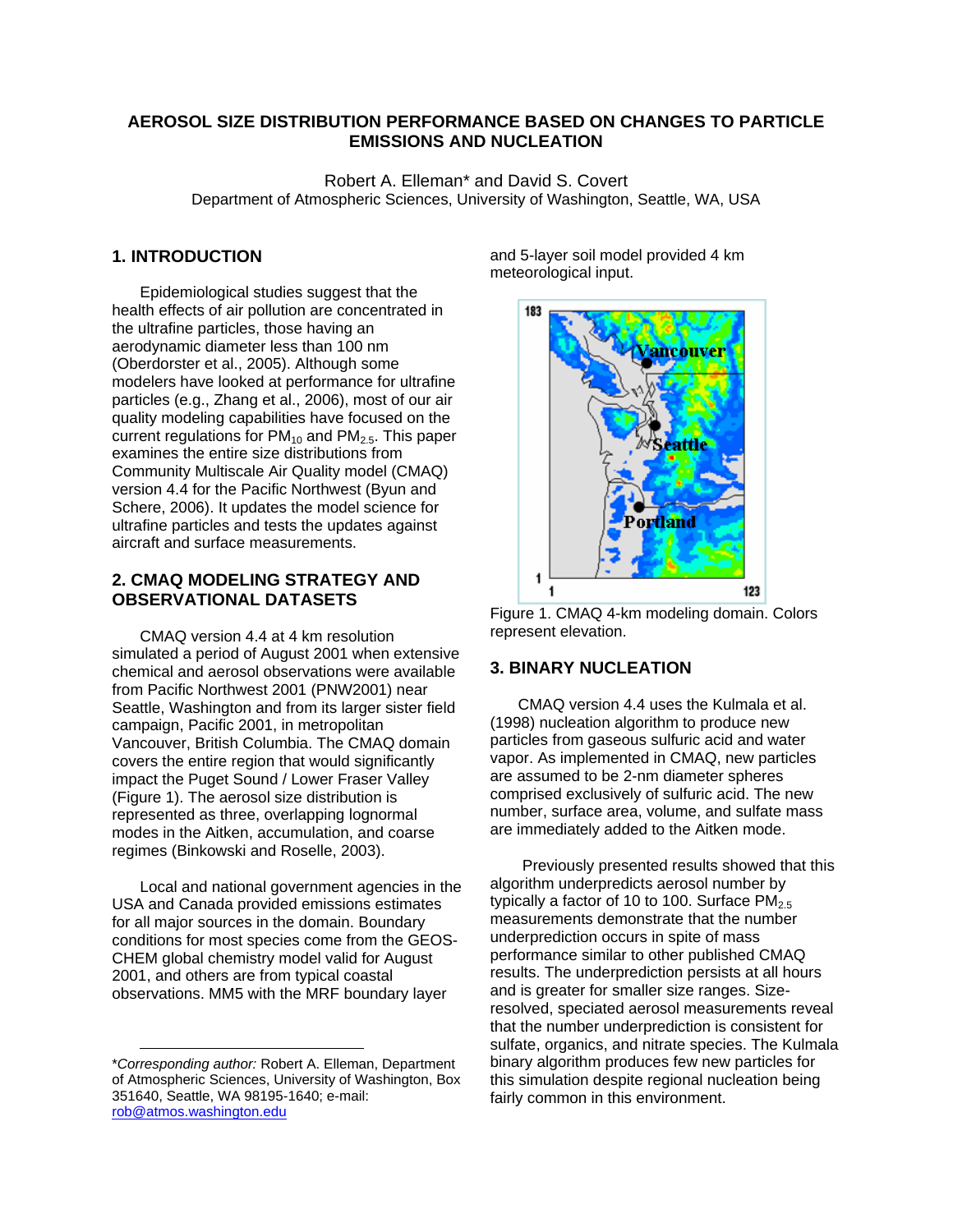# AEROSOL SIZE DISTRIBUTION PERFORMANCE BASED ON CHANGES TO PARTICLE EMISSIONS AND NUCLEATION

Robert A. Elleman* and David S. Covert
Department of Atmospheric Sciences, University of Washington, Seattle, WA, USA

## 1. INTRODUCTION

Epidemiological studies suggest that the health effects of air pollution are concentrated in the ultrafine particles, those having an aerodynamic diameter less than 100 nm (Oberdorster et al., 2005). Although some modelers have looked at performance for ultrafine particles (e.g., Zhang et al., 2006), most of our air quality modeling capabilities have focused on the current regulations for $PM_{10}$ and $PM_{2.5}$. This paper examines the entire size distributions from Community Multiscale Air Quality model (CMAQ) version 4.4 for the Pacific Northwest (Byun and Schere, 2006). It updates the model science for ultrafine particles and tests the updates against aircraft and surface measurements.

## 2. CMAQ MODELING STRATEGY AND OBSERVATIONAL DATASETS

CMAQ version 4.4 at 4 km resolution simulated a period of August 2001 when extensive chemical and aerosol observations were available from Pacific Northwest 2001 (PNW2001) near Seattle, Washington and from its larger sister field campaign, Pacific 2001, in metropolitan Vancouver, British Columbia. The CMAQ domain covers the entire region that would significantly impact the Puget Sound / Lower Fraser Valley (Figure 1). The aerosol size distribution is represented as three, overlapping lognormal modes in the Aitken, accumulation, and coarse regimes (Binkowski and Roselle, 2003).

Local and national government agencies in the USA and Canada provided emissions estimates for all major sources in the domain. Boundary conditions for most species come from the GEOS-CHEM global chemistry model valid for August 2001, and others are from typical coastal observations. MM5 with the MRF boundary layer and 5-layer soil model provided 4 km meteorological input.

Figure 1. CMAQ 4-km modeling domain. Colors represent elevation.

## 3. BINARY NUCLEATION

CMAQ version 4.4 uses the Kulmala et al. (1998) nucleation algorithm to produce new particles from gaseous sulfuric acid and water vapor. As implemented in CMAQ, new particles are assumed to be 2-nm diameter spheres comprised exclusively of sulfuric acid. The new number, surface area, volume, and sulfate mass are immediately added to the Aitken mode.

Previously presented results showed that this algorithm underpredicts aerosol number by typically a factor of 10 to 100. Surface $PM_{2.5}$ measurements demonstrate that the number underprediction occurs in spite of mass performance similar to other published CMAQ results. The underprediction persists at all hours and is greater for smaller size ranges. Size-resolved, speciated aerosol measurements reveal that the number underprediction is consistent for sulfate, organics, and nitrate species. The Kulmala binary algorithm produces few new particles for this simulation despite regional nucleation being fairly common in this environment.

---

**Corresponding author:* Robert A. Elleman, Department of Atmospheric Sciences, University of Washington, Box 351640, Seattle, WA 98195-1640; e-mail: rob@atmos.washington.edu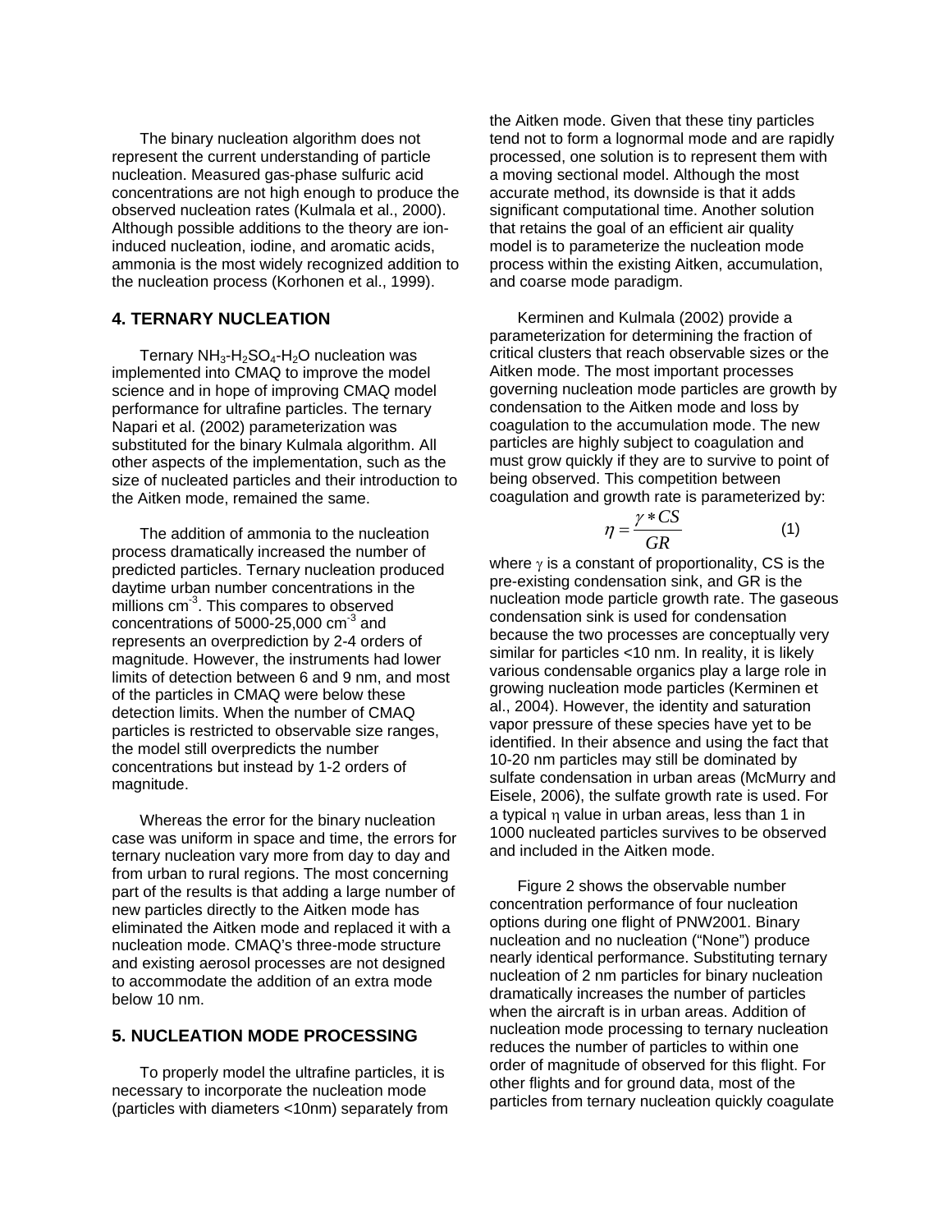The binary nucleation algorithm does not represent the current understanding of particle nucleation. Measured gas-phase sulfuric acid concentrations are not high enough to produce the observed nucleation rates (Kulmala et al., 2000). Although possible additions to the theory are ion-induced nucleation, iodine, and aromatic acids, ammonia is the most widely recognized addition to the nucleation process (Korhonen et al., 1999).

## 4. TERNARY NUCLEATION

Ternary $NH_3$-$H_2SO_4$-$H_2O$ nucleation was implemented into CMAQ to improve the model science and in hope of improving CMAQ model performance for ultrafine particles. The ternary Napari et al. (2002) parameterization was substituted for the binary Kulmala algorithm. All other aspects of the implementation, such as the size of nucleated particles and their introduction to the Aitken mode, remained the same.

The addition of ammonia to the nucleation process dramatically increased the number of predicted particles. Ternary nucleation produced daytime urban number concentrations in the millions $cm^{-3}$. This compares to observed concentrations of 5000-25,000 $cm^{-3}$ and represents an overprediction by 2-4 orders of magnitude. However, the instruments had lower limits of detection between 6 and 9 nm, and most of the particles in CMAQ were below these detection limits. When the number of CMAQ particles is restricted to observable size ranges, the model still overpredicts the number concentrations but instead by 1-2 orders of magnitude.

Whereas the error for the binary nucleation case was uniform in space and time, the errors for ternary nucleation vary more from day to day and from urban to rural regions. The most concerning part of the results is that adding a large number of new particles directly to the Aitken mode has eliminated the Aitken mode and replaced it with a nucleation mode. CMAQ's three-mode structure and existing aerosol processes are not designed to accommodate the addition of an extra mode below 10 nm.

## 5. NUCLEATION MODE PROCESSING

To properly model the ultrafine particles, it is necessary to incorporate the nucleation mode (particles with diameters <10nm) separately from the Aitken mode. Given that these tiny particles tend not to form a lognormal mode and are rapidly processed, one solution is to represent them with a moving sectional model. Although the most accurate method, its downside is that it adds significant computational time. Another solution that retains the goal of an efficient air quality model is to parameterize the nucleation mode process within the existing Aitken, accumulation, and coarse mode paradigm.

Kerminen and Kulmala (2002) provide a parameterization for determining the fraction of critical clusters that reach observable sizes or the Aitken mode. The most important processes governing nucleation mode particles are growth by condensation to the Aitken mode and loss by coagulation to the accumulation mode. The new particles are highly subject to coagulation and must grow quickly if they are to survive to point of being observed. This competition between coagulation and growth rate is parameterized by:

$$\eta = \frac{\gamma * CS}{GR} \qquad (1)$$

where $\gamma$ is a constant of proportionality, CS is the pre-existing condensation sink, and GR is the nucleation mode particle growth rate. The gaseous condensation sink is used for condensation because the two processes are conceptually very similar for particles <10 nm. In reality, it is likely various condensable organics play a large role in growing nucleation mode particles (Kerminen et al., 2004). However, the identity and saturation vapor pressure of these species have yet to be identified. In their absence and using the fact that 10-20 nm particles may still be dominated by sulfate condensation in urban areas (McMurry and Eisele, 2006), the sulfate growth rate is used. For a typical $\eta$ value in urban areas, less than 1 in 1000 nucleated particles survives to be observed and included in the Aitken mode.

Figure 2 shows the observable number concentration performance of four nucleation options during one flight of PNW2001. Binary nucleation and no nucleation ("None") produce nearly identical performance. Substituting ternary nucleation of 2 nm particles for binary nucleation dramatically increases the number of particles when the aircraft is in urban areas. Addition of nucleation mode processing to ternary nucleation reduces the number of particles to within one order of magnitude of observed for this flight. For other flights and for ground data, most of the particles from ternary nucleation quickly coagulate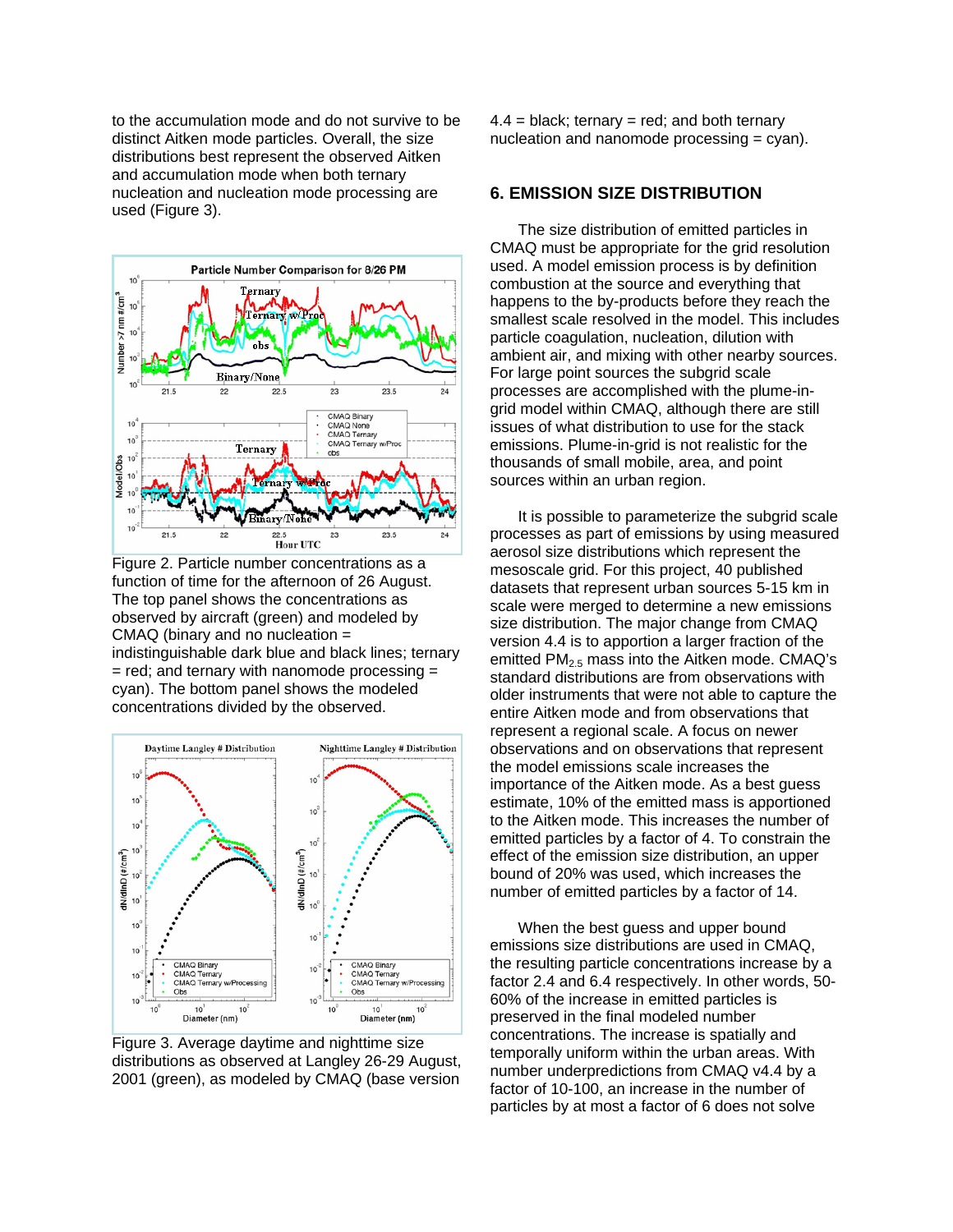to the accumulation mode and do not survive to be distinct Aitken mode particles. Overall, the size distributions best represent the observed Aitken and accumulation mode when both ternary nucleation and nucleation mode processing are used (Figure 3).

Figure 2. Particle number concentrations as a function of time for the afternoon of 26 August. The top panel shows the concentrations as observed by aircraft (green) and modeled by CMAQ (binary and no nucleation = indistinguishable dark blue and black lines; ternary = red; and ternary with nanomode processing = cyan). The bottom panel shows the modeled concentrations divided by the observed.

Figure 3. Average daytime and nighttime size distributions as observed at Langley 26-29 August, 2001 (green), as modeled by CMAQ (base version 4.4 = black; ternary = red; and both ternary nucleation and nanomode processing = cyan).

## 6. EMISSION SIZE DISTRIBUTION

The size distribution of emitted particles in CMAQ must be appropriate for the grid resolution used. A model emission process is by definition combustion at the source and everything that happens to the by-products before they reach the smallest scale resolved in the model. This includes particle coagulation, nucleation, dilution with ambient air, and mixing with other nearby sources. For large point sources the subgrid scale processes are accomplished with the plume-in-grid model within CMAQ, although there are still issues of what distribution to use for the stack emissions. Plume-in-grid is not realistic for the thousands of small mobile, area, and point sources within an urban region.

It is possible to parameterize the subgrid scale processes as part of emissions by using measured aerosol size distributions which represent the mesoscale grid. For this project, 40 published datasets that represent urban sources 5-15 km in scale were merged to determine a new emissions size distribution. The major change from CMAQ version 4.4 is to apportion a larger fraction of the emitted $PM_{2.5}$ mass into the Aitken mode. CMAQ's standard distributions are from observations with older instruments that were not able to capture the entire Aitken mode and from observations that represent a regional scale. A focus on newer observations and on observations that represent the model emissions scale increases the importance of the Aitken mode. As a best guess estimate, 10% of the emitted mass is apportioned to the Aitken mode. This increases the number of emitted particles by a factor of 4. To constrain the effect of the emission size distribution, an upper bound of 20% was used, which increases the number of emitted particles by a factor of 14.

When the best guess and upper bound emissions size distributions are used in CMAQ, the resulting particle concentrations increase by a factor 2.4 and 6.4 respectively. In other words, 50-60% of the increase in emitted particles is preserved in the final modeled number concentrations. The increase is spatially and temporally uniform within the urban areas. With number underpredictions from CMAQ v4.4 by a factor of 10-100, an increase in the number of particles by at most a factor of 6 does not solve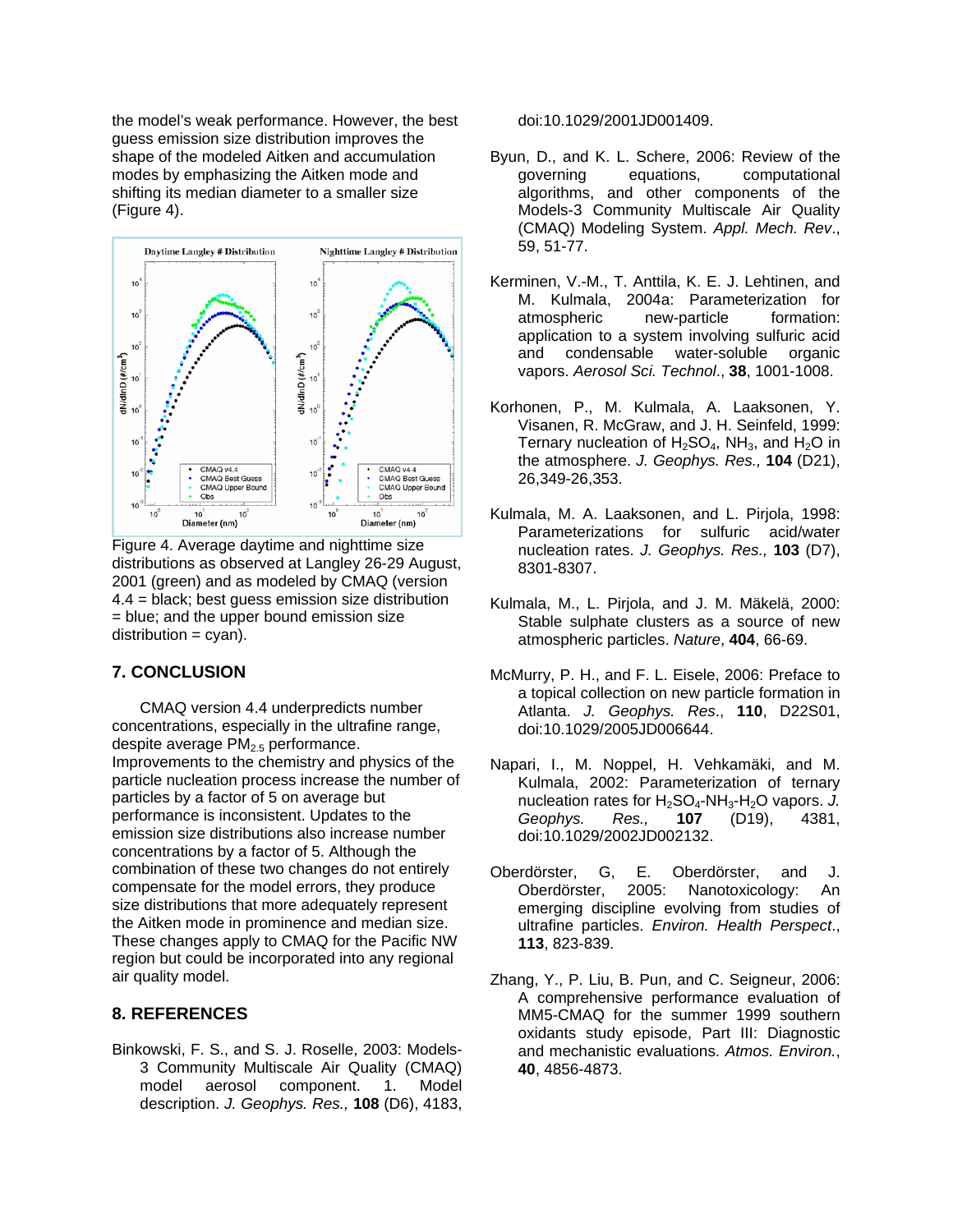the model's weak performance. However, the best guess emission size distribution improves the shape of the modeled Aitken and accumulation modes by emphasizing the Aitken mode and shifting its median diameter to a smaller size (Figure 4).

Daytime Langley # Distribution

Nighttime Langley # Distribution

dN/dlnD (#/cm³)

Diameter (nm)

CMAQ v4.4
CMAQ Best Guess
CMAQ Upper Bound
Obs

Figure 4. Average daytime and nighttime size distributions as observed at Langley 26-29 August, 2001 (green) and as modeled by CMAQ (version 4.4 = black; best guess emission size distribution = blue; and the upper bound emission size distribution = cyan).

## 7. CONCLUSION

CMAQ version 4.4 underpredicts number concentrations, especially in the ultrafine range, despite average $PM_{2.5}$ performance. Improvements to the chemistry and physics of the particle nucleation process increase the number of particles by a factor of 5 on average but performance is inconsistent. Updates to the emission size distributions also increase number concentrations by a factor of 5. Although the combination of these two changes do not entirely compensate for the model errors, they produce size distributions that more adequately represent the Aitken mode in prominence and median size. These changes apply to CMAQ for the Pacific NW region but could be incorporated into any regional air quality model.

## 8. REFERENCES

Binkowski, F. S., and S. J. Roselle, 2003: Models-3 Community Multiscale Air Quality (CMAQ) model aerosol component. 1. Model description. *J. Geophys. Res.,* **108** (D6), 4183, doi:10.1029/2001JD001409.

Byun, D., and K. L. Schere, 2006: Review of the governing equations, computational algorithms, and other components of the Models-3 Community Multiscale Air Quality (CMAQ) Modeling System. *Appl. Mech. Rev*., 59, 51-77.

Kerminen, V.-M., T. Anttila, K. E. J. Lehtinen, and M. Kulmala, 2004a: Parameterization for atmospheric new-particle formation: application to a system involving sulfuric acid and condensable water-soluble organic vapors. *Aerosol Sci. Technol*., **38**, 1001-1008.

Korhonen, P., M. Kulmala, A. Laaksonen, Y. Visanen, R. McGraw, and J. H. Seinfeld, 1999: Ternary nucleation of $H_2SO_4$, $NH_3$, and $H_2O$ in the atmosphere. *J. Geophys. Res.,* **104** (D21), 26,349-26,353.

Kulmala, M. A. Laaksonen, and L. Pirjola, 1998: Parameterizations for sulfuric acid/water nucleation rates. *J. Geophys. Res.,* **103** (D7), 8301-8307.

Kulmala, M., L. Pirjola, and J. M. Mäkelä, 2000: Stable sulphate clusters as a source of new atmospheric particles. *Nature*, **404**, 66-69.

McMurry, P. H., and F. L. Eisele, 2006: Preface to a topical collection on new particle formation in Atlanta. *J. Geophys. Res*., **110**, D22S01, doi:10.1029/2005JD006644.

Napari, I., M. Noppel, H. Vehkamäki, and M. Kulmala, 2002: Parameterization of ternary nucleation rates for $H_2SO_4$-$NH_3$-$H_2O$ vapors. *J. Geophys. Res.,* **107** (D19), 4381, doi:10.1029/2002JD002132.

Oberdörster, G, E. Oberdörster, and J. Oberdörster, 2005: Nanotoxicology: An emerging discipline evolving from studies of ultrafine particles. *Environ. Health Perspect*., **113**, 823-839.

Zhang, Y., P. Liu, B. Pun, and C. Seigneur, 2006: A comprehensive performance evaluation of MM5-CMAQ for the summer 1999 southern oxidants study episode, Part III: Diagnostic and mechanistic evaluations. *Atmos. Environ.*, **40**, 4856-4873.